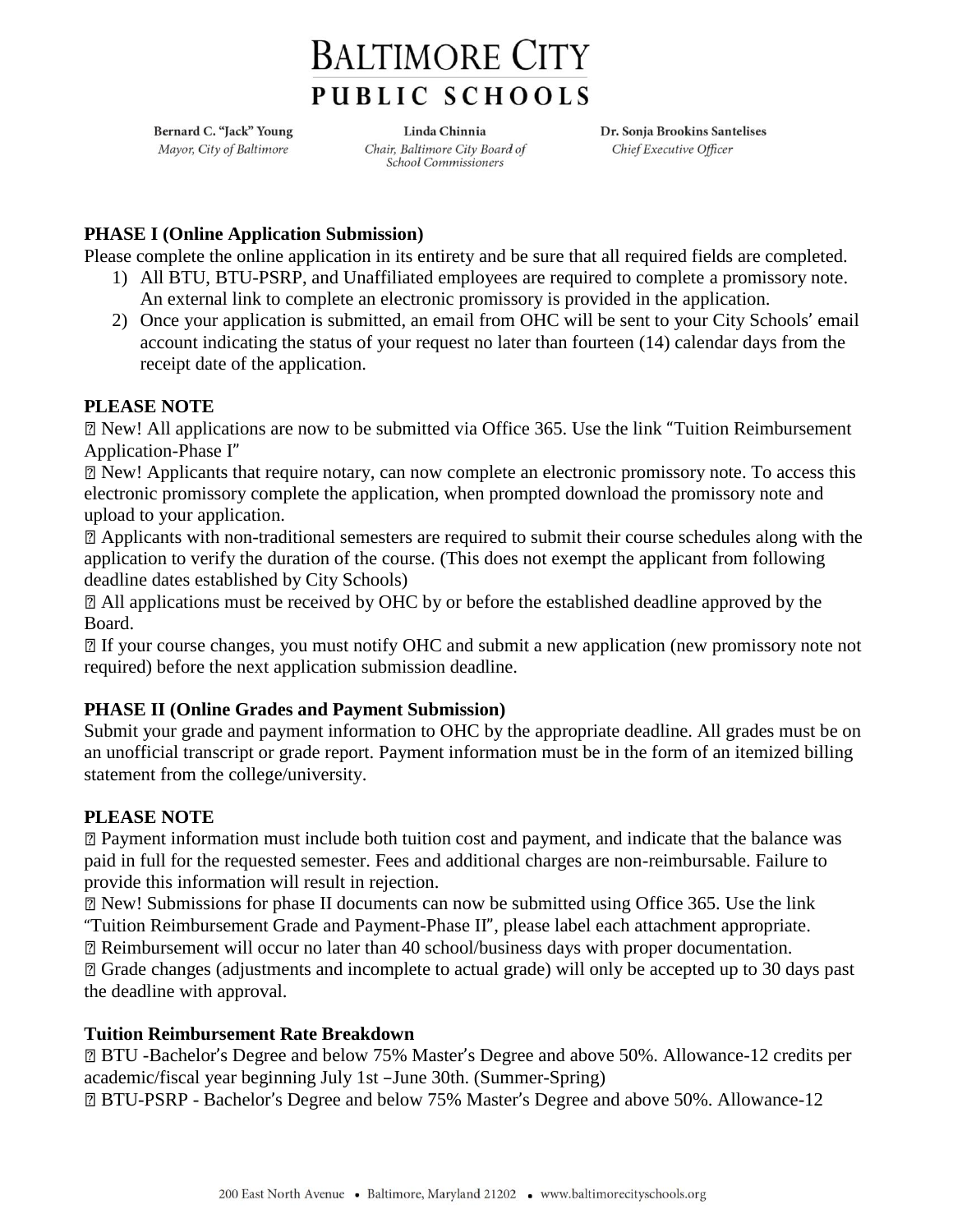# BALTIMORE CITY PUBLIC SCHOOLS

**Bernard C. "Jack" Young**
*Mayor, City of Baltimore*

**Linda Chinnia**
*Chair, Baltimore City Board of School Commissioners*

**Dr. Sonja Brookins Santelises**
*Chief Executive Officer*

**PHASE I (Online Application Submission)**

Please complete the online application in its entirety and be sure that all required fields are completed.

1) All BTU, BTU-PSRP, and Unaffiliated employees are required to complete a promissory note. An external link to complete an electronic promissory is provided in the application.
2) Once your application is submitted, an email from OHC will be sent to your City Schools' email account indicating the status of your request no later than fourteen (14) calendar days from the receipt date of the application.

**PLEASE NOTE**

- New! All applications are now to be submitted via Office 365. Use the link "Tuition Reimbursement Application-Phase I"
- New! Applicants that require notary, can now complete an electronic promissory note. To access this electronic promissory complete the application, when prompted download the promissory note and upload to your application.
- Applicants with non-traditional semesters are required to submit their course schedules along with the application to verify the duration of the course. (This does not exempt the applicant from following deadline dates established by City Schools)
- All applications must be received by OHC by or before the established deadline approved by the Board.
- If your course changes, you must notify OHC and submit a new application (new promissory note not required) before the next application submission deadline.

**PHASE II (Online Grades and Payment Submission)**

Submit your grade and payment information to OHC by the appropriate deadline. All grades must be on an unofficial transcript or grade report. Payment information must be in the form of an itemized billing statement from the college/university.

**PLEASE NOTE**

- Payment information must include both tuition cost and payment, and indicate that the balance was paid in full for the requested semester. Fees and additional charges are non-reimbursable. Failure to provide this information will result in rejection.
- New! Submissions for phase II documents can now be submitted using Office 365. Use the link "Tuition Reimbursement Grade and Payment-Phase II", please label each attachment appropriate.
- Reimbursement will occur no later than 40 school/business days with proper documentation.
- Grade changes (adjustments and incomplete to actual grade) will only be accepted up to 30 days past the deadline with approval.

**Tuition Reimbursement Rate Breakdown**

- BTU -Bachelor's Degree and below 75% Master's Degree and above 50%. Allowance-12 credits per academic/fiscal year beginning July 1st –June 30th. (Summer-Spring)
- BTU-PSRP - Bachelor's Degree and below 75% Master's Degree and above 50%. Allowance-12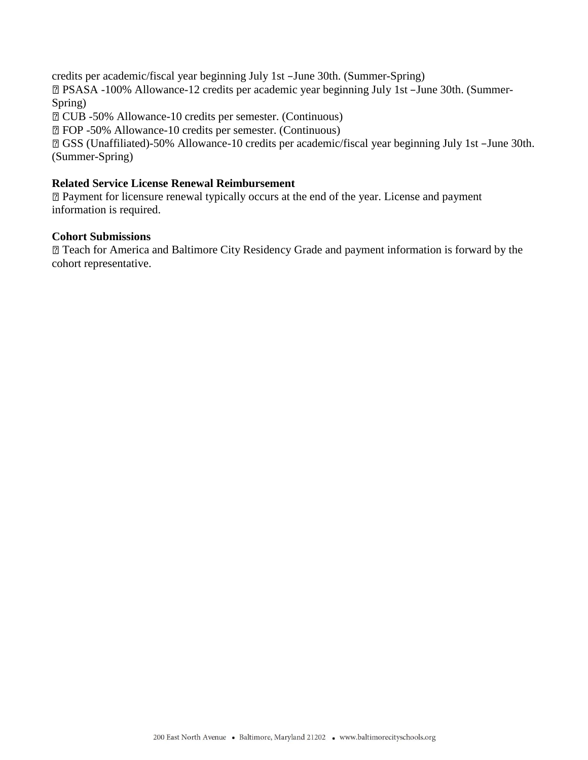credits per academic/fiscal year beginning July 1st –June 30th. (Summer-Spring)

- PSASA -100% Allowance-12 credits per academic year beginning July 1st –June 30th. (Summer-Spring)
- CUB -50% Allowance-10 credits per semester. (Continuous)
- FOP -50% Allowance-10 credits per semester. (Continuous)
- GSS (Unaffiliated)-50% Allowance-10 credits per academic/fiscal year beginning July 1st –June 30th. (Summer-Spring)

**Related Service License Renewal Reimbursement**

- Payment for licensure renewal typically occurs at the end of the year. License and payment information is required.

**Cohort Submissions**

- Teach for America and Baltimore City Residency Grade and payment information is forward by the cohort representative.